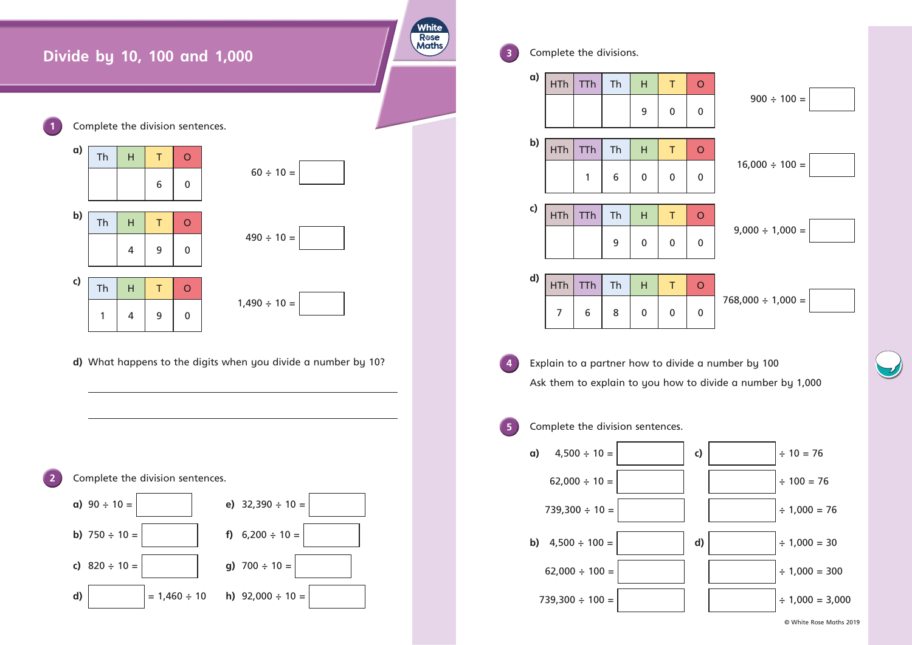# Divide by 10, 100 and 1,000

**1** Complete the division sentences.

**a)**

| Th | H | T | O |
|---|---|---|---|
| | | 6 | 0 |

60 ÷ 10 = ☐

**b)**

| Th | H | T | O |
|---|---|---|---|
| | 4 | 9 | 0 |

490 ÷ 10 = ☐

**c)**

| Th | H | T | O |
|---|---|---|---|
| 1 | 4 | 9 | 0 |

1,490 ÷ 10 = ☐

**d)** What happens to the digits when you divide a number by 10?

---

---

**2** Complete the division sentences.

**a)** 90 ÷ 10 = ☐

**b)** 750 ÷ 10 = ☐

**c)** 820 ÷ 10 = ☐

**d)** ☐ = 1,460 ÷ 10

**e)** 32,390 ÷ 10 = ☐

**f)** 6,200 ÷ 10 = ☐

**g)** 700 ÷ 10 = ☐

**h)** 92,000 ÷ 10 = ☐

**3** Complete the divisions.

**a)**

| HTh | TTh | Th | H | T | O |
|---|---|---|---|---|---|
| | | | 9 | 0 | 0 |

900 ÷ 100 = ☐

**b)**

| HTh | TTh | Th | H | T | O |
|---|---|---|---|---|---|
| | 1 | 6 | 0 | 0 | 0 |

16,000 ÷ 100 = ☐

**c)**

| HTh | TTh | Th | H | T | O |
|---|---|---|---|---|---|
| | | 9 | 0 | 0 | 0 |

9,000 ÷ 1,000 = ☐

**d)**

| HTh | TTh | Th | H | T | O |
|---|---|---|---|---|---|
| 7 | 6 | 8 | 0 | 0 | 0 |

768,000 ÷ 1,000 = ☐

**4** Explain to a partner how to divide a number by 100

Ask them to explain to you how to divide a number by 1,000

**5** Complete the division sentences.

**a)** 4,500 ÷ 10 = ☐

62,000 ÷ 10 = ☐

739,300 ÷ 10 = ☐

**b)** 4,500 ÷ 100 = ☐

62,000 ÷ 100 = ☐

739,300 ÷ 100 = ☐

**c)** ☐ ÷ 10 = 76

☐ ÷ 100 = 76

☐ ÷ 1,000 = 76

**d)** ☐ ÷ 1,000 = 30

☐ ÷ 1,000 = 300

☐ ÷ 1,000 = 3,000

© White Rose Maths 2019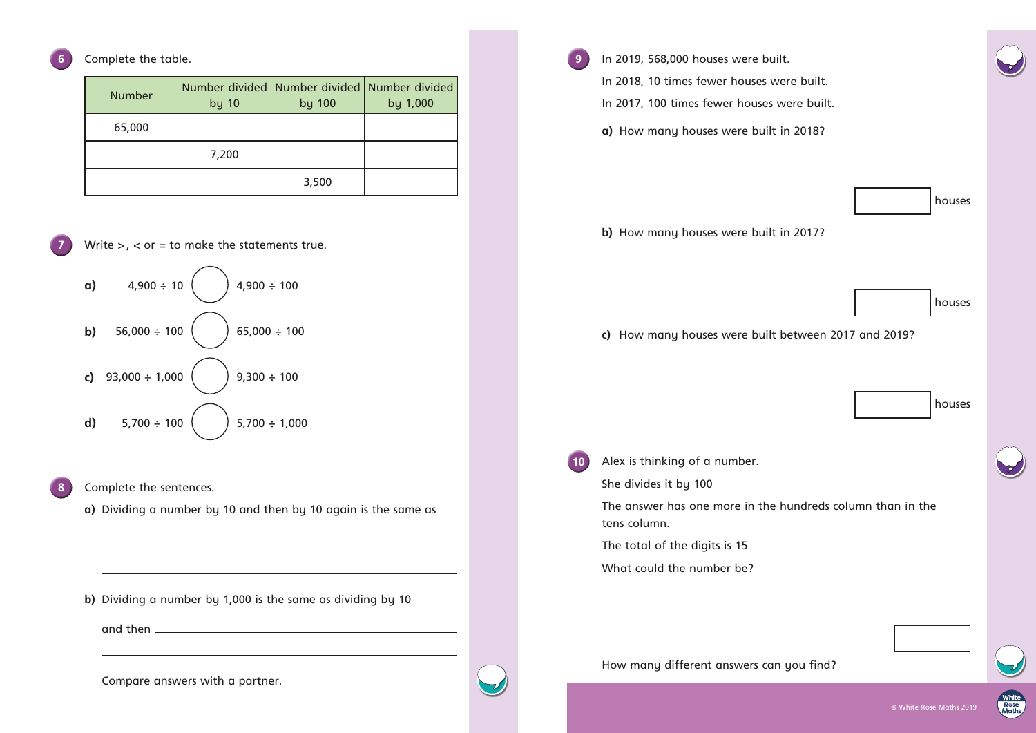6 Complete the table.

| Number | Number divided by 10 | Number divided by 100 | Number divided by 1,000 |
|---|---|---|---|
| 65,000 | | | |
| | 7,200 | | |
| | | 3,500 | |

7 Write >, < or = to make the statements true.

a) 4,900 ÷ 10 ◯ 4,900 ÷ 100

b) 56,000 ÷ 100 ◯ 65,000 ÷ 100

c) 93,000 ÷ 1,000 ◯ 9,300 ÷ 100

d) 5,700 ÷ 100 ◯ 5,700 ÷ 1,000

8 Complete the sentences.

a) Dividing a number by 10 and then by 10 again is the same as

\_\_\_\_\_\_\_\_\_\_\_\_\_\_\_\_\_\_\_\_\_\_\_\_\_\_\_\_\_\_

\_\_\_\_\_\_\_\_\_\_\_\_\_\_\_\_\_\_\_\_\_\_\_\_\_\_\_\_\_\_

b) Dividing a number by 1,000 is the same as dividing by 10

and then \_\_\_\_\_\_\_\_\_\_\_\_\_\_\_\_\_\_\_\_\_\_\_\_\_\_\_\_\_\_

\_\_\_\_\_\_\_\_\_\_\_\_\_\_\_\_\_\_\_\_\_\_\_\_\_\_\_\_\_\_

Compare answers with a partner.

9 In 2019, 568,000 houses were built.

In 2018, 10 times fewer houses were built.

In 2017, 100 times fewer houses were built.

a) How many houses were built in 2018?

☐ houses

b) How many houses were built in 2017?

☐ houses

c) How many houses were built between 2017 and 2019?

☐ houses

10 Alex is thinking of a number.

She divides it by 100

The answer has one more in the hundreds column than in the tens column.

The total of the digits is 15

What could the number be?

☐

How many different answers can you find?